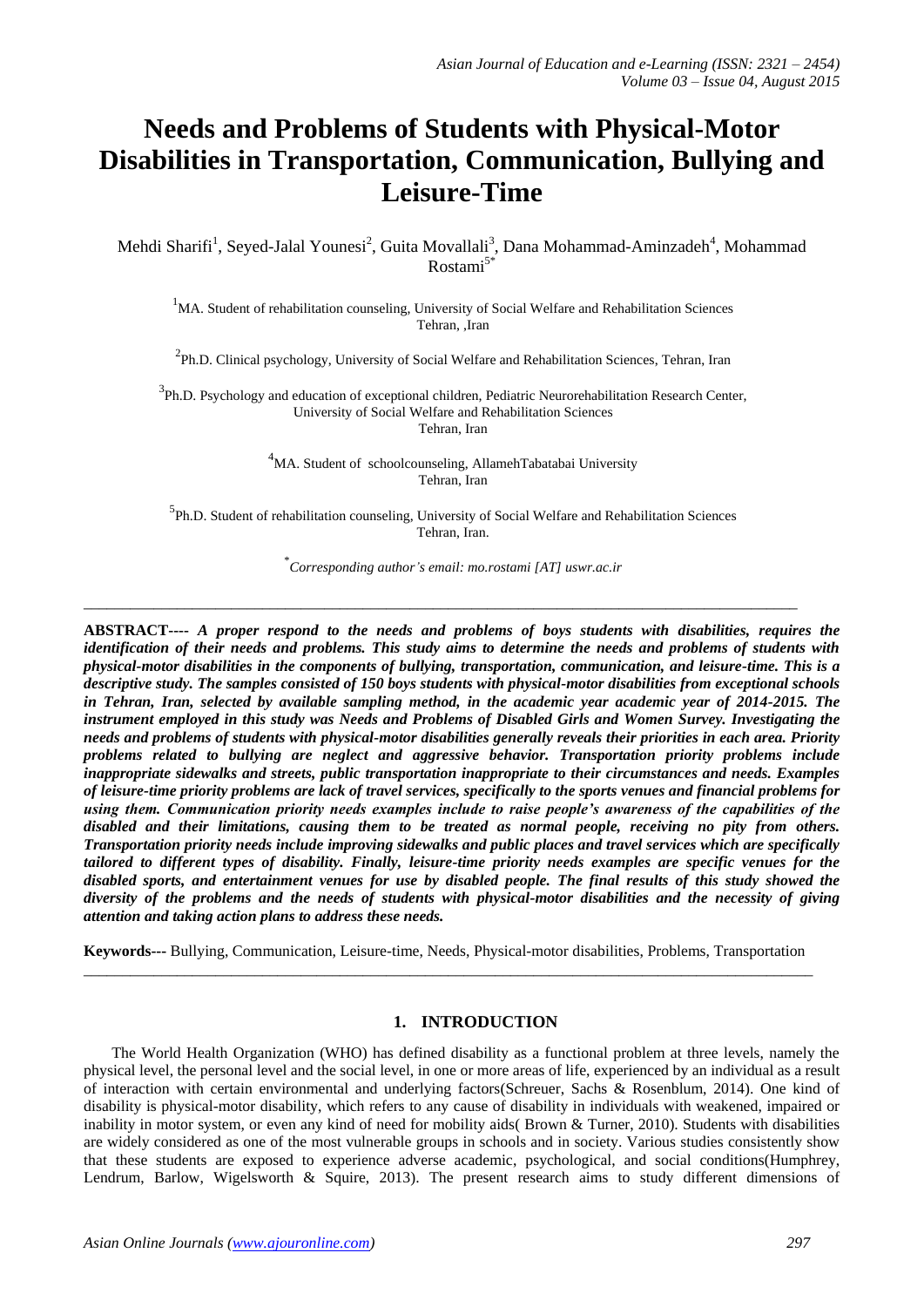# Needs and Problems of Students with Physical-Motor Disabilities in Transportation, Communication, Bullying and Leisure-Time

Mehdi Sharifi[1], Seyed-Jalal Younesi[2], Guita Movallali[3], Dana Mohammad-Aminzadeh[4], Mohammad Rostami[5*]

[1]MA. Student of rehabilitation counseling, University of Social Welfare and Rehabilitation Sciences Tehran, ,Iran

[2]Ph.D. Clinical psychology, University of Social Welfare and Rehabilitation Sciences, Tehran, Iran

[3]Ph.D. Psychology and education of exceptional children, Pediatric Neurorehabilitation Research Center, University of Social Welfare and Rehabilitation Sciences Tehran, Iran

[4]MA. Student of schoolcounseling, AllamehTabatabai University Tehran, Iran

[5]Ph.D. Student of rehabilitation counseling, University of Social Welfare and Rehabilitation Sciences Tehran, Iran.

[*]*Corresponding author's email: mo.rostami [AT] uswr.ac.ir*

---

**ABSTRACT----** ***A proper respond to the needs and problems of boys students with disabilities, requires the identification of their needs and problems. This study aims to determine the needs and problems of students with physical-motor disabilities in the components of bullying, transportation, communication, and leisure-time. This is a descriptive study. The samples consisted of 150 boys students with physical-motor disabilities from exceptional schools in Tehran, Iran, selected by available sampling method, in the academic year academic year of 2014-2015. The instrument employed in this study was Needs and Problems of Disabled Girls and Women Survey. Investigating the needs and problems of students with physical-motor disabilities generally reveals their priorities in each area. Priority problems related to bullying are neglect and aggressive behavior. Transportation priority problems include inappropriate sidewalks and streets, public transportation inappropriate to their circumstances and needs. Examples of leisure-time priority problems are lack of travel services, specifically to the sports venues and financial problems for using them. Communication priority needs examples include to raise people's awareness of the capabilities of the disabled and their limitations, causing them to be treated as normal people, receiving no pity from others. Transportation priority needs include improving sidewalks and public places and travel services which are specifically tailored to different types of disability. Finally, leisure-time priority needs examples are specific venues for the disabled sports, and entertainment venues for use by disabled people. The final results of this study showed the diversity of the problems and the needs of students with physical-motor disabilities and the necessity of giving attention and taking action plans to address these needs.***

**Keywords---** Bullying, Communication, Leisure-time, Needs, Physical-motor disabilities, Problems, Transportation

---

## 1. INTRODUCTION

The World Health Organization (WHO) has defined disability as a functional problem at three levels, namely the physical level, the personal level and the social level, in one or more areas of life, experienced by an individual as a result of interaction with certain environmental and underlying factors(Schreuer, Sachs & Rosenblum, 2014). One kind of disability is physical-motor disability, which refers to any cause of disability in individuals with weakened, impaired or inability in motor system, or even any kind of need for mobility aids( Brown & Turner, 2010). Students with disabilities are widely considered as one of the most vulnerable groups in schools and in society. Various studies consistently show that these students are exposed to experience adverse academic, psychological, and social conditions(Humphrey, Lendrum, Barlow, Wigelsworth & Squire, 2013). The present research aims to study different dimensions of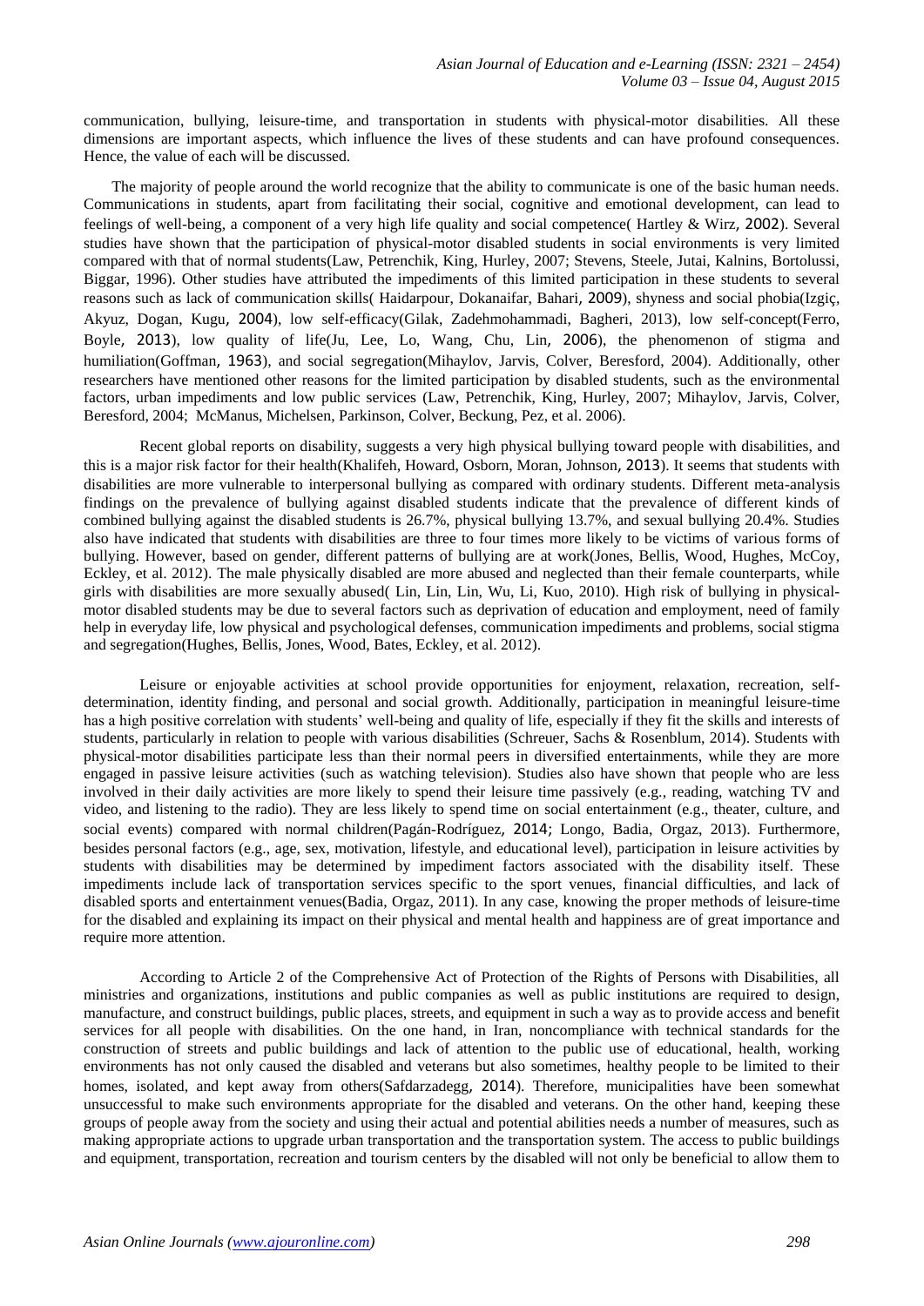communication, bullying, leisure-time, and transportation in students with physical-motor disabilities. All these dimensions are important aspects, which influence the lives of these students and can have profound consequences. Hence, the value of each will be discussed.

The majority of people around the world recognize that the ability to communicate is one of the basic human needs. Communications in students, apart from facilitating their social, cognitive and emotional development, can lead to feelings of well-being, a component of a very high life quality and social competence( Hartley & Wirz, 2002). Several studies have shown that the participation of physical-motor disabled students in social environments is very limited compared with that of normal students(Law, Petrenchik, King, Hurley, 2007; Stevens, Steele, Jutai, Kalnins, Bortolussi, Biggar, 1996). Other studies have attributed the impediments of this limited participation in these students to several reasons such as lack of communication skills( Haidarpour, Dokanaifar, Bahari, 2009), shyness and social phobia(Izgiç, Akyuz, Dogan, Kugu, 2004), low self-efficacy(Gilak, Zadehmohammadi, Bagheri, 2013), low self-concept(Ferro, Boyle, 2013), low quality of life(Ju, Lee, Lo, Wang, Chu, Lin, 2006), the phenomenon of stigma and humiliation(Goffman, 1963), and social segregation(Mihaylov, Jarvis, Colver, Beresford, 2004). Additionally, other researchers have mentioned other reasons for the limited participation by disabled students, such as the environmental factors, urban impediments and low public services (Law, Petrenchik, King, Hurley, 2007; Mihaylov, Jarvis, Colver, Beresford, 2004; McManus, Michelsen, Parkinson, Colver, Beckung, Pez, et al. 2006).

Recent global reports on disability, suggests a very high physical bullying toward people with disabilities, and this is a major risk factor for their health(Khalifeh, Howard, Osborn, Moran, Johnson, 2013). It seems that students with disabilities are more vulnerable to interpersonal bullying as compared with ordinary students. Different meta-analysis findings on the prevalence of bullying against disabled students indicate that the prevalence of different kinds of combined bullying against the disabled students is 26.7%, physical bullying 13.7%, and sexual bullying 20.4%. Studies also have indicated that students with disabilities are three to four times more likely to be victims of various forms of bullying. However, based on gender, different patterns of bullying are at work(Jones, Bellis, Wood, Hughes, McCoy, Eckley, et al. 2012). The male physically disabled are more abused and neglected than their female counterparts, while girls with disabilities are more sexually abused( Lin, Lin, Lin, Wu, Li, Kuo, 2010). High risk of bullying in physical-motor disabled students may be due to several factors such as deprivation of education and employment, need of family help in everyday life, low physical and psychological defenses, communication impediments and problems, social stigma and segregation(Hughes, Bellis, Jones, Wood, Bates, Eckley, et al. 2012).

Leisure or enjoyable activities at school provide opportunities for enjoyment, relaxation, recreation, self-determination, identity finding, and personal and social growth. Additionally, participation in meaningful leisure-time has a high positive correlation with students' well-being and quality of life, especially if they fit the skills and interests of students, particularly in relation to people with various disabilities (Schreuer, Sachs & Rosenblum, 2014). Students with physical-motor disabilities participate less than their normal peers in diversified entertainments, while they are more engaged in passive leisure activities (such as watching television). Studies also have shown that people who are less involved in their daily activities are more likely to spend their leisure time passively (e.g., reading, watching TV and video, and listening to the radio). They are less likely to spend time on social entertainment (e.g., theater, culture, and social events) compared with normal children(Pagán-Rodríguez, 2014; Longo, Badia, Orgaz, 2013). Furthermore, besides personal factors (e.g., age, sex, motivation, lifestyle, and educational level), participation in leisure activities by students with disabilities may be determined by impediment factors associated with the disability itself. These impediments include lack of transportation services specific to the sport venues, financial difficulties, and lack of disabled sports and entertainment venues(Badia, Orgaz, 2011). In any case, knowing the proper methods of leisure-time for the disabled and explaining its impact on their physical and mental health and happiness are of great importance and require more attention.

According to Article 2 of the Comprehensive Act of Protection of the Rights of Persons with Disabilities, all ministries and organizations, institutions and public companies as well as public institutions are required to design, manufacture, and construct buildings, public places, streets, and equipment in such a way as to provide access and benefit services for all people with disabilities. On the one hand, in Iran, noncompliance with technical standards for the construction of streets and public buildings and lack of attention to the public use of educational, health, working environments has not only caused the disabled and veterans but also sometimes, healthy people to be limited to their homes, isolated, and kept away from others(Safdarzadegg, 2014). Therefore, municipalities have been somewhat unsuccessful to make such environments appropriate for the disabled and veterans. On the other hand, keeping these groups of people away from the society and using their actual and potential abilities needs a number of measures, such as making appropriate actions to upgrade urban transportation and the transportation system. The access to public buildings and equipment, transportation, recreation and tourism centers by the disabled will not only be beneficial to allow them to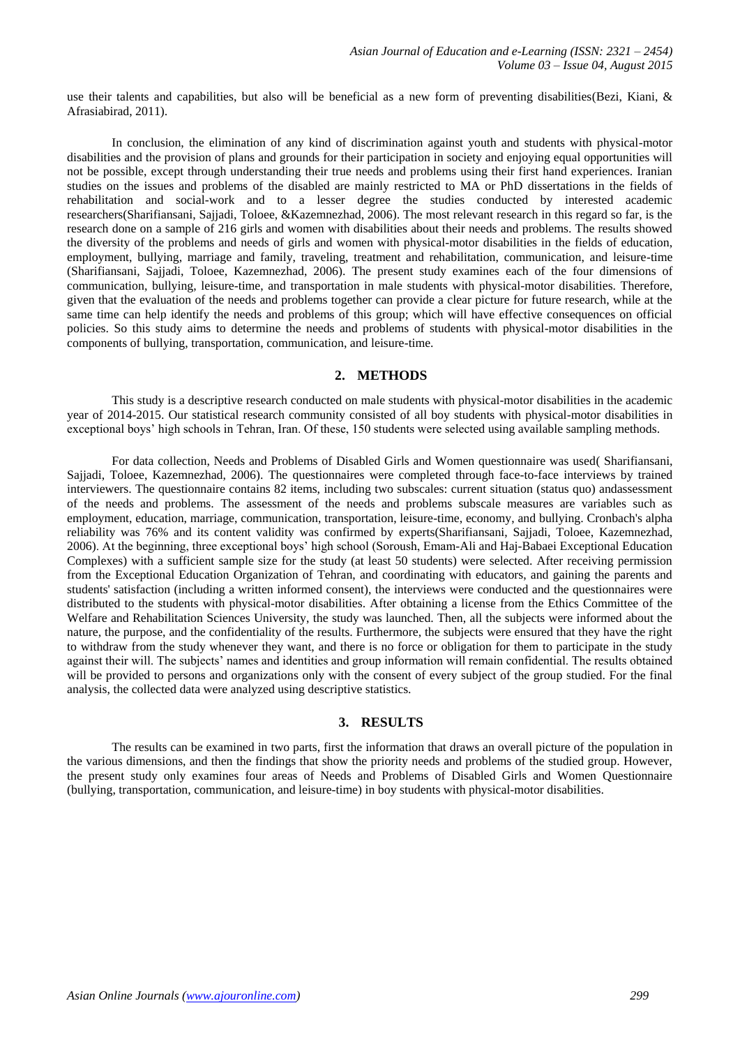use their talents and capabilities, but also will be beneficial as a new form of preventing disabilities(Bezi, Kiani, & Afrasiabirad, 2011).

In conclusion, the elimination of any kind of discrimination against youth and students with physical-motor disabilities and the provision of plans and grounds for their participation in society and enjoying equal opportunities will not be possible, except through understanding their true needs and problems using their first hand experiences. Iranian studies on the issues and problems of the disabled are mainly restricted to MA or PhD dissertations in the fields of rehabilitation and social-work and to a lesser degree the studies conducted by interested academic researchers(Sharifiansani, Sajjadi, Toloee, &Kazemnezhad, 2006). The most relevant research in this regard so far, is the research done on a sample of 216 girls and women with disabilities about their needs and problems. The results showed the diversity of the problems and needs of girls and women with physical-motor disabilities in the fields of education, employment, bullying, marriage and family, traveling, treatment and rehabilitation, communication, and leisure-time (Sharifiansani, Sajjadi, Toloee, Kazemnezhad, 2006). The present study examines each of the four dimensions of communication, bullying, leisure-time, and transportation in male students with physical-motor disabilities. Therefore, given that the evaluation of the needs and problems together can provide a clear picture for future research, while at the same time can help identify the needs and problems of this group; which will have effective consequences on official policies. So this study aims to determine the needs and problems of students with physical-motor disabilities in the components of bullying, transportation, communication, and leisure-time.

## 2. METHODS

This study is a descriptive research conducted on male students with physical-motor disabilities in the academic year of 2014-2015. Our statistical research community consisted of all boy students with physical-motor disabilities in exceptional boys' high schools in Tehran, Iran. Of these, 150 students were selected using available sampling methods.

For data collection, Needs and Problems of Disabled Girls and Women questionnaire was used( Sharifiansani, Sajjadi, Toloee, Kazemnezhad, 2006). The questionnaires were completed through face-to-face interviews by trained interviewers. The questionnaire contains 82 items, including two subscales: current situation (status quo) andassessment of the needs and problems. The assessment of the needs and problems subscale measures are variables such as employment, education, marriage, communication, transportation, leisure-time, economy, and bullying. Cronbach's alpha reliability was 76% and its content validity was confirmed by experts(Sharifiansani, Sajjadi, Toloee, Kazemnezhad, 2006). At the beginning, three exceptional boys' high school (Soroush, Emam-Ali and Haj-Babaei Exceptional Education Complexes) with a sufficient sample size for the study (at least 50 students) were selected. After receiving permission from the Exceptional Education Organization of Tehran, and coordinating with educators, and gaining the parents and students' satisfaction (including a written informed consent), the interviews were conducted and the questionnaires were distributed to the students with physical-motor disabilities. After obtaining a license from the Ethics Committee of the Welfare and Rehabilitation Sciences University, the study was launched. Then, all the subjects were informed about the nature, the purpose, and the confidentiality of the results. Furthermore, the subjects were ensured that they have the right to withdraw from the study whenever they want, and there is no force or obligation for them to participate in the study against their will. The subjects' names and identities and group information will remain confidential. The results obtained will be provided to persons and organizations only with the consent of every subject of the group studied. For the final analysis, the collected data were analyzed using descriptive statistics.

## 3. RESULTS

The results can be examined in two parts, first the information that draws an overall picture of the population in the various dimensions, and then the findings that show the priority needs and problems of the studied group. However, the present study only examines four areas of Needs and Problems of Disabled Girls and Women Questionnaire (bullying, transportation, communication, and leisure-time) in boy students with physical-motor disabilities.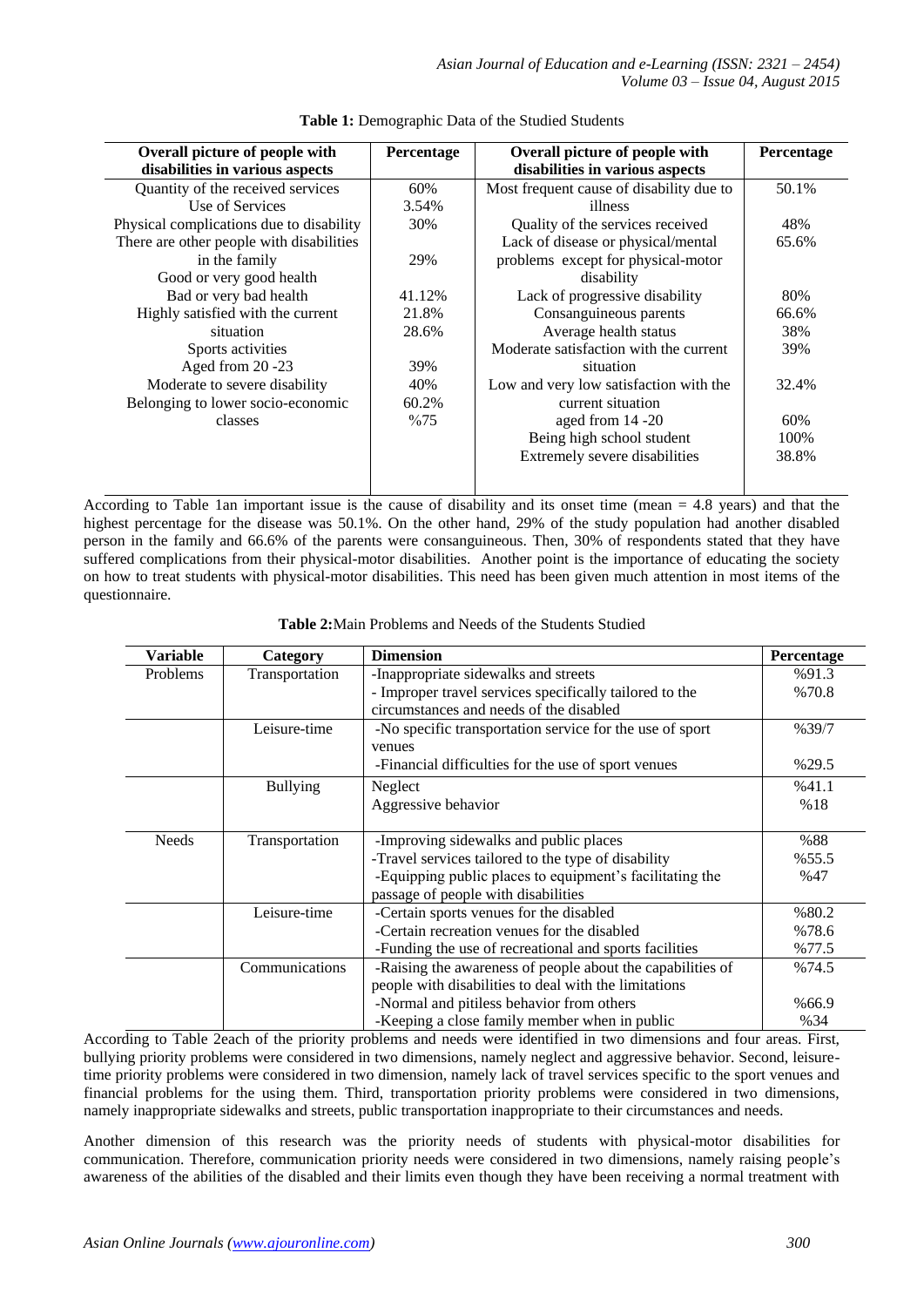**Table 1:** Demographic Data of the Studied Students

| Overall picture of people with disabilities in various aspects | Percentage | Overall picture of people with disabilities in various aspects | Percentage |
|---|---|---|---|
| Quantity of the received services | 60% | Most frequent cause of disability due to illness | 50.1% |
| Use of Services | 3.54% | | |
| Physical complications due to disability | 30% | Quality of the services received | 48% |
| There are other people with disabilities in the family | 29% | Lack of disease or physical/mental problems except for physical-motor disability | 65.6% |
| Good or very good health | | | |
| Bad or very bad health | 41.12% | Lack of progressive disability | 80% |
| Highly satisfied with the current situation | 21.8% | Consanguineous parents | 66.6% |
| | 28.6% | Average health status | 38% |
| Sports activities | | Moderate satisfaction with the current situation | 39% |
| Aged from 20 -23 | 39% | | |
| Moderate to severe disability | 40% | Low and very low satisfaction with the current situation | 32.4% |
| Belonging to lower socio-economic classes | 60.2% | | |
| | %75 | aged from 14 -20 | 60% |
| | | Being high school student | 100% |
| | | Extremely severe disabilities | 38.8% |

According to Table 1an important issue is the cause of disability and its onset time (mean = 4.8 years) and that the highest percentage for the disease was 50.1%. On the other hand, 29% of the study population had another disabled person in the family and 66.6% of the parents were consanguineous. Then, 30% of respondents stated that they have suffered complications from their physical-motor disabilities. Another point is the importance of educating the society on how to treat students with physical-motor disabilities. This need has been given much attention in most items of the questionnaire.

**Table 2:**Main Problems and Needs of the Students Studied

| Variable | Category | Dimension | Percentage |
|---|---|---|---|
| Problems | Transportation | -Inappropriate sidewalks and streets | %91.3 |
| | | - Improper travel services specifically tailored to the circumstances and needs of the disabled | %70.8 |
| | Leisure-time | -No specific transportation service for the use of sport venues | %39/7 |
| | | -Financial difficulties for the use of sport venues | %29.5 |
| | Bullying | Neglect | %41.1 |
| | | Aggressive behavior | %18 |
| Needs | Transportation | -Improving sidewalks and public places | %88 |
| | | -Travel services tailored to the type of disability | %55.5 |
| | | -Equipping public places to equipment's facilitating the passage of people with disabilities | %47 |
| | Leisure-time | -Certain sports venues for the disabled | %80.2 |
| | | -Certain recreation venues for the disabled | %78.6 |
| | | -Funding the use of recreational and sports facilities | %77.5 |
| | Communications | -Raising the awareness of people about the capabilities of people with disabilities to deal with the limitations | %74.5 |
| | | -Normal and pitiless behavior from others | %66.9 |
| | | -Keeping a close family member when in public | %34 |

According to Table 2each of the priority problems and needs were identified in two dimensions and four areas. First, bullying priority problems were considered in two dimensions, namely neglect and aggressive behavior. Second, leisure-time priority problems were considered in two dimension, namely lack of travel services specific to the sport venues and financial problems for the using them. Third, transportation priority problems were considered in two dimensions, namely inappropriate sidewalks and streets, public transportation inappropriate to their circumstances and needs.

Another dimension of this research was the priority needs of students with physical-motor disabilities for communication. Therefore, communication priority needs were considered in two dimensions, namely raising people's awareness of the abilities of the disabled and their limits even though they have been receiving a normal treatment with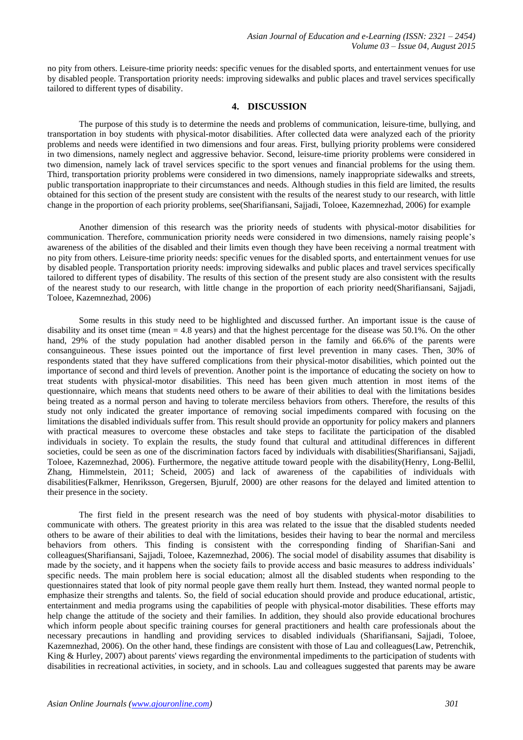no pity from others. Leisure-time priority needs: specific venues for the disabled sports, and entertainment venues for use by disabled people. Transportation priority needs: improving sidewalks and public places and travel services specifically tailored to different types of disability.

## 4. DISCUSSION

The purpose of this study is to determine the needs and problems of communication, leisure-time, bullying, and transportation in boy students with physical-motor disabilities. After collected data were analyzed each of the priority problems and needs were identified in two dimensions and four areas. First, bullying priority problems were considered in two dimensions, namely neglect and aggressive behavior. Second, leisure-time priority problems were considered in two dimension, namely lack of travel services specific to the sport venues and financial problems for the using them. Third, transportation priority problems were considered in two dimensions, namely inappropriate sidewalks and streets, public transportation inappropriate to their circumstances and needs. Although studies in this field are limited, the results obtained for this section of the present study are consistent with the results of the nearest study to our research, with little change in the proportion of each priority problems, see(Sharifiansani, Sajjadi, Toloee, Kazemnezhad, 2006) for example

Another dimension of this research was the priority needs of students with physical-motor disabilities for communication. Therefore, communication priority needs were considered in two dimensions, namely raising people's awareness of the abilities of the disabled and their limits even though they have been receiving a normal treatment with no pity from others. Leisure-time priority needs: specific venues for the disabled sports, and entertainment venues for use by disabled people. Transportation priority needs: improving sidewalks and public places and travel services specifically tailored to different types of disability. The results of this section of the present study are also consistent with the results of the nearest study to our research, with little change in the proportion of each priority need(Sharifiansani, Sajjadi, Toloee, Kazemnezhad, 2006)

Some results in this study need to be highlighted and discussed further. An important issue is the cause of disability and its onset time (mean = 4.8 years) and that the highest percentage for the disease was 50.1%. On the other hand, 29% of the study population had another disabled person in the family and 66.6% of the parents were consanguineous. These issues pointed out the importance of first level prevention in many cases. Then, 30% of respondents stated that they have suffered complications from their physical-motor disabilities, which pointed out the importance of second and third levels of prevention. Another point is the importance of educating the society on how to treat students with physical-motor disabilities. This need has been given much attention in most items of the questionnaire, which means that students need others to be aware of their abilities to deal with the limitations besides being treated as a normal person and having to tolerate merciless behaviors from others. Therefore, the results of this study not only indicated the greater importance of removing social impediments compared with focusing on the limitations the disabled individuals suffer from. This result should provide an opportunity for policy makers and planners with practical measures to overcome these obstacles and take steps to facilitate the participation of the disabled individuals in society. To explain the results, the study found that cultural and attitudinal differences in different societies, could be seen as one of the discrimination factors faced by individuals with disabilities(Sharifiansani, Sajjadi, Toloee, Kazemnezhad, 2006). Furthermore, the negative attitude toward people with the disability(Henry, Long-Bellil, Zhang, Himmelstein, 2011; Scheid, 2005) and lack of awareness of the capabilities of individuals with disabilities(Falkmer, Henriksson, Gregersen, Bjurulf, 2000) are other reasons for the delayed and limited attention to their presence in the society.

The first field in the present research was the need of boy students with physical-motor disabilities to communicate with others. The greatest priority in this area was related to the issue that the disabled students needed others to be aware of their abilities to deal with the limitations, besides their having to bear the normal and merciless behaviors from others. This finding is consistent with the corresponding finding of Sharifian-Sani and colleagues(Sharifiansani, Sajjadi, Toloee, Kazemnezhad, 2006). The social model of disability assumes that disability is made by the society, and it happens when the society fails to provide access and basic measures to address individuals' specific needs. The main problem here is social education; almost all the disabled students when responding to the questionnaires stated that look of pity normal people gave them really hurt them. Instead, they wanted normal people to emphasize their strengths and talents. So, the field of social education should provide and produce educational, artistic, entertainment and media programs using the capabilities of people with physical-motor disabilities. These efforts may help change the attitude of the society and their families. In addition, they should also provide educational brochures which inform people about specific training courses for general practitioners and health care professionals about the necessary precautions in handling and providing services to disabled individuals (Sharifiansani, Sajjadi, Toloee, Kazemnezhad, 2006). On the other hand, these findings are consistent with those of Lau and colleagues(Law, Petrenchik, King & Hurley, 2007) about parents' views regarding the environmental impediments to the participation of students with disabilities in recreational activities, in society, and in schools. Lau and colleagues suggested that parents may be aware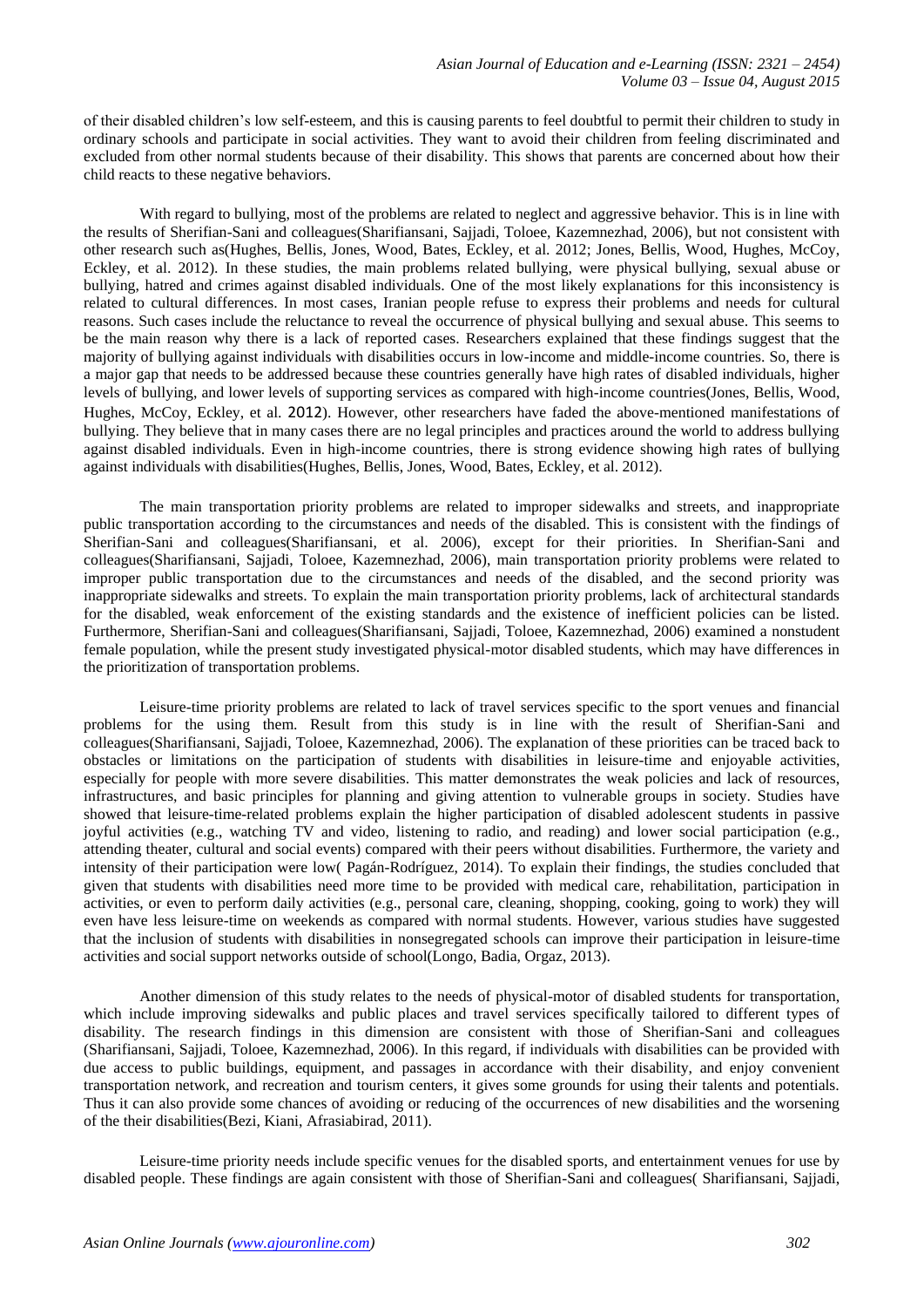of their disabled children's low self-esteem, and this is causing parents to feel doubtful to permit their children to study in ordinary schools and participate in social activities. They want to avoid their children from feeling discriminated and excluded from other normal students because of their disability. This shows that parents are concerned about how their child reacts to these negative behaviors.

With regard to bullying, most of the problems are related to neglect and aggressive behavior. This is in line with the results of Sherifian-Sani and colleagues(Sharifiansani, Sajjadi, Toloee, Kazemnezhad, 2006), but not consistent with other research such as(Hughes, Bellis, Jones, Wood, Bates, Eckley, et al. 2012; Jones, Bellis, Wood, Hughes, McCoy, Eckley, et al. 2012). In these studies, the main problems related bullying, were physical bullying, sexual abuse or bullying, hatred and crimes against disabled individuals. One of the most likely explanations for this inconsistency is related to cultural differences. In most cases, Iranian people refuse to express their problems and needs for cultural reasons. Such cases include the reluctance to reveal the occurrence of physical bullying and sexual abuse. This seems to be the main reason why there is a lack of reported cases. Researchers explained that these findings suggest that the majority of bullying against individuals with disabilities occurs in low-income and middle-income countries. So, there is a major gap that needs to be addressed because these countries generally have high rates of disabled individuals, higher levels of bullying, and lower levels of supporting services as compared with high-income countries(Jones, Bellis, Wood, Hughes, McCoy, Eckley, et al. 2012). However, other researchers have faded the above-mentioned manifestations of bullying. They believe that in many cases there are no legal principles and practices around the world to address bullying against disabled individuals. Even in high-income countries, there is strong evidence showing high rates of bullying against individuals with disabilities(Hughes, Bellis, Jones, Wood, Bates, Eckley, et al. 2012).

The main transportation priority problems are related to improper sidewalks and streets, and inappropriate public transportation according to the circumstances and needs of the disabled. This is consistent with the findings of Sherifian-Sani and colleagues(Sharifiansani, et al. 2006), except for their priorities. In Sherifian-Sani and colleagues(Sharifiansani, Sajjadi, Toloee, Kazemnezhad, 2006), main transportation priority problems were related to improper public transportation due to the circumstances and needs of the disabled, and the second priority was inappropriate sidewalks and streets. To explain the main transportation priority problems, lack of architectural standards for the disabled, weak enforcement of the existing standards and the existence of inefficient policies can be listed. Furthermore, Sherifian-Sani and colleagues(Sharifiansani, Sajjadi, Toloee, Kazemnezhad, 2006) examined a nonstudent female population, while the present study investigated physical-motor disabled students, which may have differences in the prioritization of transportation problems.

Leisure-time priority problems are related to lack of travel services specific to the sport venues and financial problems for the using them. Result from this study is in line with the result of Sherifian-Sani and colleagues(Sharifiansani, Sajjadi, Toloee, Kazemnezhad, 2006). The explanation of these priorities can be traced back to obstacles or limitations on the participation of students with disabilities in leisure-time and enjoyable activities, especially for people with more severe disabilities. This matter demonstrates the weak policies and lack of resources, infrastructures, and basic principles for planning and giving attention to vulnerable groups in society. Studies have showed that leisure-time-related problems explain the higher participation of disabled adolescent students in passive joyful activities (e.g., watching TV and video, listening to radio, and reading) and lower social participation (e.g., attending theater, cultural and social events) compared with their peers without disabilities. Furthermore, the variety and intensity of their participation were low( Pagán-Rodríguez, 2014). To explain their findings, the studies concluded that given that students with disabilities need more time to be provided with medical care, rehabilitation, participation in activities, or even to perform daily activities (e.g., personal care, cleaning, shopping, cooking, going to work) they will even have less leisure-time on weekends as compared with normal students. However, various studies have suggested that the inclusion of students with disabilities in nonsegregated schools can improve their participation in leisure-time activities and social support networks outside of school(Longo, Badia, Orgaz, 2013).

Another dimension of this study relates to the needs of physical-motor of disabled students for transportation, which include improving sidewalks and public places and travel services specifically tailored to different types of disability. The research findings in this dimension are consistent with those of Sherifian-Sani and colleagues (Sharifiansani, Sajjadi, Toloee, Kazemnezhad, 2006). In this regard, if individuals with disabilities can be provided with due access to public buildings, equipment, and passages in accordance with their disability, and enjoy convenient transportation network, and recreation and tourism centers, it gives some grounds for using their talents and potentials. Thus it can also provide some chances of avoiding or reducing of the occurrences of new disabilities and the worsening of the their disabilities(Bezi, Kiani, Afrasiabirad, 2011).

Leisure-time priority needs include specific venues for the disabled sports, and entertainment venues for use by disabled people. These findings are again consistent with those of Sherifian-Sani and colleagues( Sharifiansani, Sajjadi,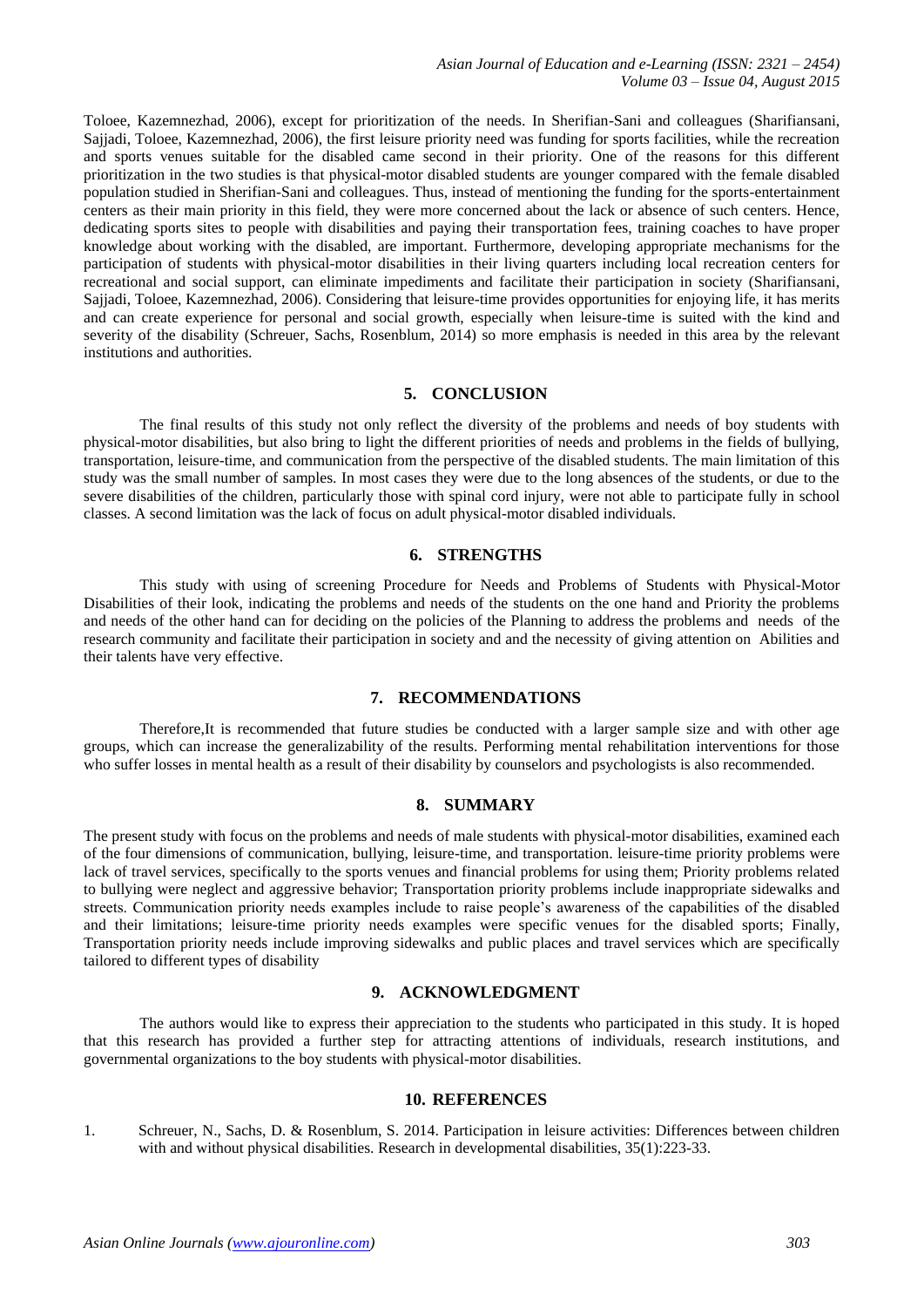Toloee, Kazemnezhad, 2006), except for prioritization of the needs. In Sherifian-Sani and colleagues (Sharifiansani, Sajjadi, Toloee, Kazemnezhad, 2006), the first leisure priority need was funding for sports facilities, while the recreation and sports venues suitable for the disabled came second in their priority. One of the reasons for this different prioritization in the two studies is that physical-motor disabled students are younger compared with the female disabled population studied in Sherifian-Sani and colleagues. Thus, instead of mentioning the funding for the sports-entertainment centers as their main priority in this field, they were more concerned about the lack or absence of such centers. Hence, dedicating sports sites to people with disabilities and paying their transportation fees, training coaches to have proper knowledge about working with the disabled, are important. Furthermore, developing appropriate mechanisms for the participation of students with physical-motor disabilities in their living quarters including local recreation centers for recreational and social support, can eliminate impediments and facilitate their participation in society (Sharifiansani, Sajjadi, Toloee, Kazemnezhad, 2006). Considering that leisure-time provides opportunities for enjoying life, it has merits and can create experience for personal and social growth, especially when leisure-time is suited with the kind and severity of the disability (Schreuer, Sachs, Rosenblum, 2014) so more emphasis is needed in this area by the relevant institutions and authorities.

## 5. CONCLUSION

The final results of this study not only reflect the diversity of the problems and needs of boy students with physical-motor disabilities, but also bring to light the different priorities of needs and problems in the fields of bullying, transportation, leisure-time, and communication from the perspective of the disabled students. The main limitation of this study was the small number of samples. In most cases they were due to the long absences of the students, or due to the severe disabilities of the children, particularly those with spinal cord injury, were not able to participate fully in school classes. A second limitation was the lack of focus on adult physical-motor disabled individuals.

## 6. STRENGTHS

This study with using of screening Procedure for Needs and Problems of Students with Physical-Motor Disabilities of their look, indicating the problems and needs of the students on the one hand and Priority the problems and needs of the other hand can for deciding on the policies of the Planning to address the problems and needs of the research community and facilitate their participation in society and and the necessity of giving attention on Abilities and their talents have very effective.

## 7. RECOMMENDATIONS

Therefore,It is recommended that future studies be conducted with a larger sample size and with other age groups, which can increase the generalizability of the results. Performing mental rehabilitation interventions for those who suffer losses in mental health as a result of their disability by counselors and psychologists is also recommended.

## 8. SUMMARY

The present study with focus on the problems and needs of male students with physical-motor disabilities, examined each of the four dimensions of communication, bullying, leisure-time, and transportation. leisure-time priority problems were lack of travel services, specifically to the sports venues and financial problems for using them; Priority problems related to bullying were neglect and aggressive behavior; Transportation priority problems include inappropriate sidewalks and streets. Communication priority needs examples include to raise people's awareness of the capabilities of the disabled and their limitations; leisure-time priority needs examples were specific venues for the disabled sports; Finally, Transportation priority needs include improving sidewalks and public places and travel services which are specifically tailored to different types of disability

## 9. ACKNOWLEDGMENT

The authors would like to express their appreciation to the students who participated in this study. It is hoped that this research has provided a further step for attracting attentions of individuals, research institutions, and governmental organizations to the boy students with physical-motor disabilities.

## 10. REFERENCES

1. Schreuer, N., Sachs, D. & Rosenblum, S. 2014. Participation in leisure activities: Differences between children with and without physical disabilities. Research in developmental disabilities, 35(1):223-33.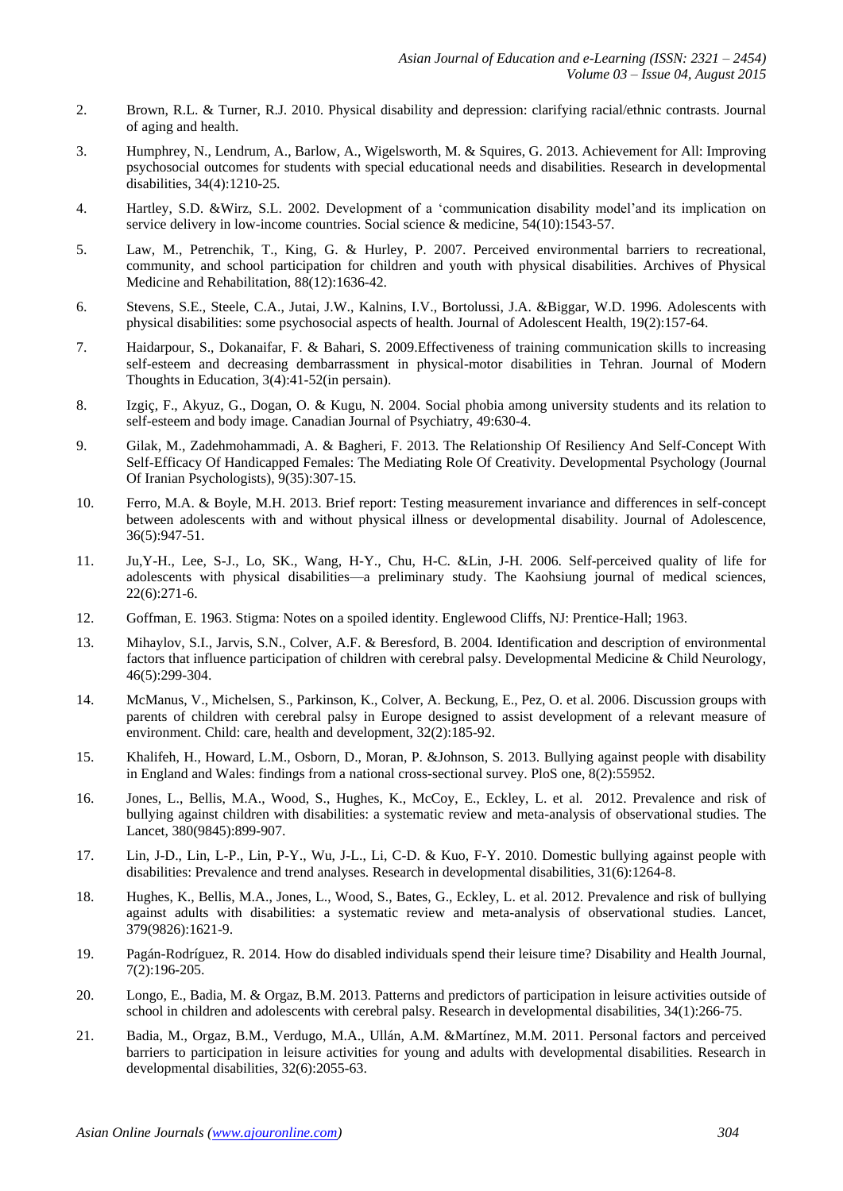2. Brown, R.L. & Turner, R.J. 2010. Physical disability and depression: clarifying racial/ethnic contrasts. Journal of aging and health.
3. Humphrey, N., Lendrum, A., Barlow, A., Wigelsworth, M. & Squires, G. 2013. Achievement for All: Improving psychosocial outcomes for students with special educational needs and disabilities. Research in developmental disabilities, 34(4):1210-25.
4. Hartley, S.D. &Wirz, S.L. 2002. Development of a 'communication disability model'and its implication on service delivery in low-income countries. Social science & medicine, 54(10):1543-57.
5. Law, M., Petrenchik, T., King, G. & Hurley, P. 2007. Perceived environmental barriers to recreational, community, and school participation for children and youth with physical disabilities. Archives of Physical Medicine and Rehabilitation, 88(12):1636-42.
6. Stevens, S.E., Steele, C.A., Jutai, J.W., Kalnins, I.V., Bortolussi, J.A. &Biggar, W.D. 1996. Adolescents with physical disabilities: some psychosocial aspects of health. Journal of Adolescent Health, 19(2):157-64.
7. Haidarpour, S., Dokanaifar, F. & Bahari, S. 2009.Effectiveness of training communication skills to increasing self-esteem and decreasing dembarrassment in physical-motor disabilities in Tehran. Journal of Modern Thoughts in Education, 3(4):41-52(in persain).
8. Izgiç, F., Akyuz, G., Dogan, O. & Kugu, N. 2004. Social phobia among university students and its relation to self-esteem and body image. Canadian Journal of Psychiatry, 49:630-4.
9. Gilak, M., Zadehmohammadi, A. & Bagheri, F. 2013. The Relationship Of Resiliency And Self-Concept With Self-Efficacy Of Handicapped Females: The Mediating Role Of Creativity. Developmental Psychology (Journal Of Iranian Psychologists), 9(35):307-15.
10. Ferro, M.A. & Boyle, M.H. 2013. Brief report: Testing measurement invariance and differences in self-concept between adolescents with and without physical illness or developmental disability. Journal of Adolescence, 36(5):947-51.
11. Ju,Y-H., Lee, S-J., Lo, SK., Wang, H-Y., Chu, H-C. &Lin, J-H. 2006. Self-perceived quality of life for adolescents with physical disabilities—a preliminary study. The Kaohsiung journal of medical sciences, 22(6):271-6.
12. Goffman, E. 1963. Stigma: Notes on a spoiled identity. Englewood Cliffs, NJ: Prentice-Hall; 1963.
13. Mihaylov, S.I., Jarvis, S.N., Colver, A.F. & Beresford, B. 2004. Identification and description of environmental factors that influence participation of children with cerebral palsy. Developmental Medicine & Child Neurology, 46(5):299-304.
14. McManus, V., Michelsen, S., Parkinson, K., Colver, A. Beckung, E., Pez, O. et al. 2006. Discussion groups with parents of children with cerebral palsy in Europe designed to assist development of a relevant measure of environment. Child: care, health and development, 32(2):185-92.
15. Khalifeh, H., Howard, L.M., Osborn, D., Moran, P. &Johnson, S. 2013. Bullying against people with disability in England and Wales: findings from a national cross-sectional survey. PloS one, 8(2):55952.
16. Jones, L., Bellis, M.A., Wood, S., Hughes, K., McCoy, E., Eckley, L. et al. 2012. Prevalence and risk of bullying against children with disabilities: a systematic review and meta-analysis of observational studies. The Lancet, 380(9845):899-907.
17. Lin, J-D., Lin, L-P., Lin, P-Y., Wu, J-L., Li, C-D. & Kuo, F-Y. 2010. Domestic bullying against people with disabilities: Prevalence and trend analyses. Research in developmental disabilities, 31(6):1264-8.
18. Hughes, K., Bellis, M.A., Jones, L., Wood, S., Bates, G., Eckley, L. et al. 2012. Prevalence and risk of bullying against adults with disabilities: a systematic review and meta-analysis of observational studies. Lancet, 379(9826):1621-9.
19. Pagán-Rodríguez, R. 2014. How do disabled individuals spend their leisure time? Disability and Health Journal, 7(2):196-205.
20. Longo, E., Badia, M. & Orgaz, B.M. 2013. Patterns and predictors of participation in leisure activities outside of school in children and adolescents with cerebral palsy. Research in developmental disabilities, 34(1):266-75.
21. Badia, M., Orgaz, B.M., Verdugo, M.A., Ullán, A.M. &Martínez, M.M. 2011. Personal factors and perceived barriers to participation in leisure activities for young and adults with developmental disabilities. Research in developmental disabilities, 32(6):2055-63.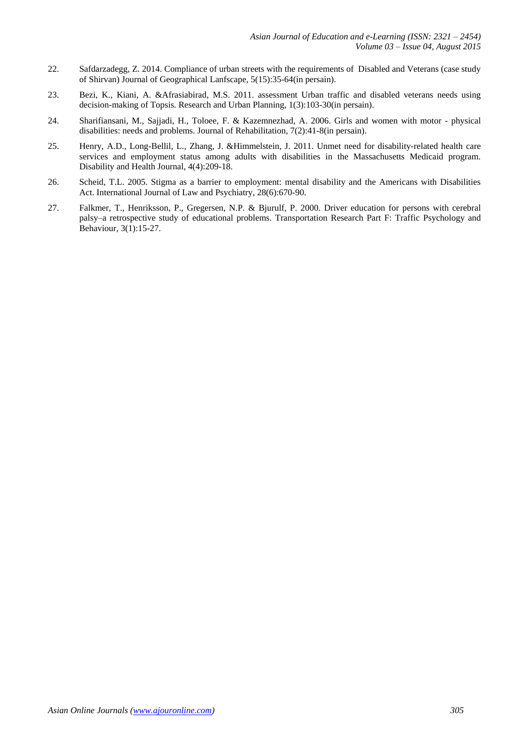22. Safdarzadegg, Z. 2014. Compliance of urban streets with the requirements of Disabled and Veterans (case study of Shirvan) Journal of Geographical Lanfscape, 5(15):35-64(in persain).

23. Bezi, K., Kiani, A. &Afrasiabirad, M.S. 2011. assessment Urban traffic and disabled veterans needs using decision-making of Topsis. Research and Urban Planning, 1(3):103-30(in persain).

24. Sharifiansani, M., Sajjadi, H., Toloee, F. & Kazemnezhad, A. 2006. Girls and women with motor - physical disabilities: needs and problems. Journal of Rehabilitation, 7(2):41-8(in persain).

25. Henry, A.D., Long-Bellil, L., Zhang, J. &Himmelstein, J. 2011. Unmet need for disability-related health care services and employment status among adults with disabilities in the Massachusetts Medicaid program. Disability and Health Journal, 4(4):209-18.

26. Scheid, T.L. 2005. Stigma as a barrier to employment: mental disability and the Americans with Disabilities Act. International Journal of Law and Psychiatry, 28(6):670-90.

27. Falkmer, T., Henriksson, P., Gregersen, N.P. & Bjurulf, P. 2000. Driver education for persons with cerebral palsy–a retrospective study of educational problems. Transportation Research Part F: Traffic Psychology and Behaviour, 3(1):15-27.